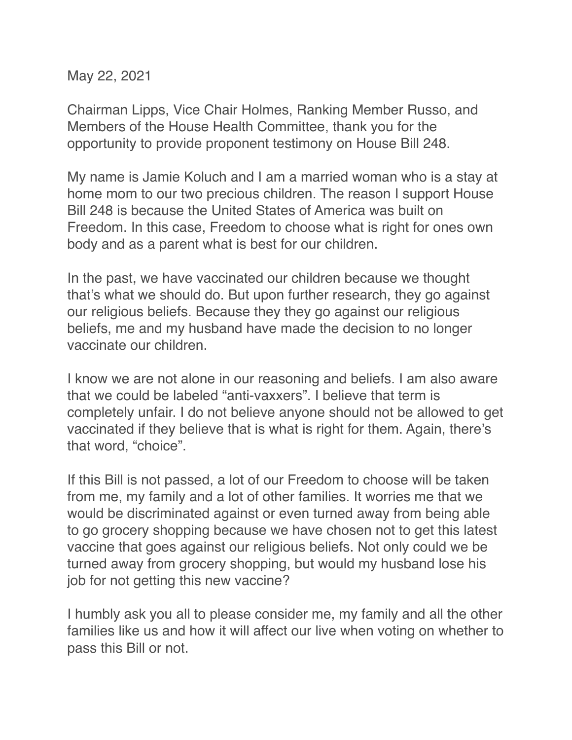May 22, 2021

Chairman Lipps, Vice Chair Holmes, Ranking Member Russo, and Members of the House Health Committee, thank you for the opportunity to provide proponent testimony on House Bill 248.

My name is Jamie Koluch and I am a married woman who is a stay at home mom to our two precious children. The reason I support House Bill 248 is because the United States of America was built on Freedom. In this case, Freedom to choose what is right for ones own body and as a parent what is best for our children.

In the past, we have vaccinated our children because we thought that's what we should do. But upon further research, they go against our religious beliefs. Because they they go against our religious beliefs, me and my husband have made the decision to no longer vaccinate our children.

I know we are not alone in our reasoning and beliefs. I am also aware that we could be labeled "anti-vaxxers". I believe that term is completely unfair. I do not believe anyone should not be allowed to get vaccinated if they believe that is what is right for them. Again, there's that word, "choice".

If this Bill is not passed, a lot of our Freedom to choose will be taken from me, my family and a lot of other families. It worries me that we would be discriminated against or even turned away from being able to go grocery shopping because we have chosen not to get this latest vaccine that goes against our religious beliefs. Not only could we be turned away from grocery shopping, but would my husband lose his job for not getting this new vaccine?

I humbly ask you all to please consider me, my family and all the other families like us and how it will affect our live when voting on whether to pass this Bill or not.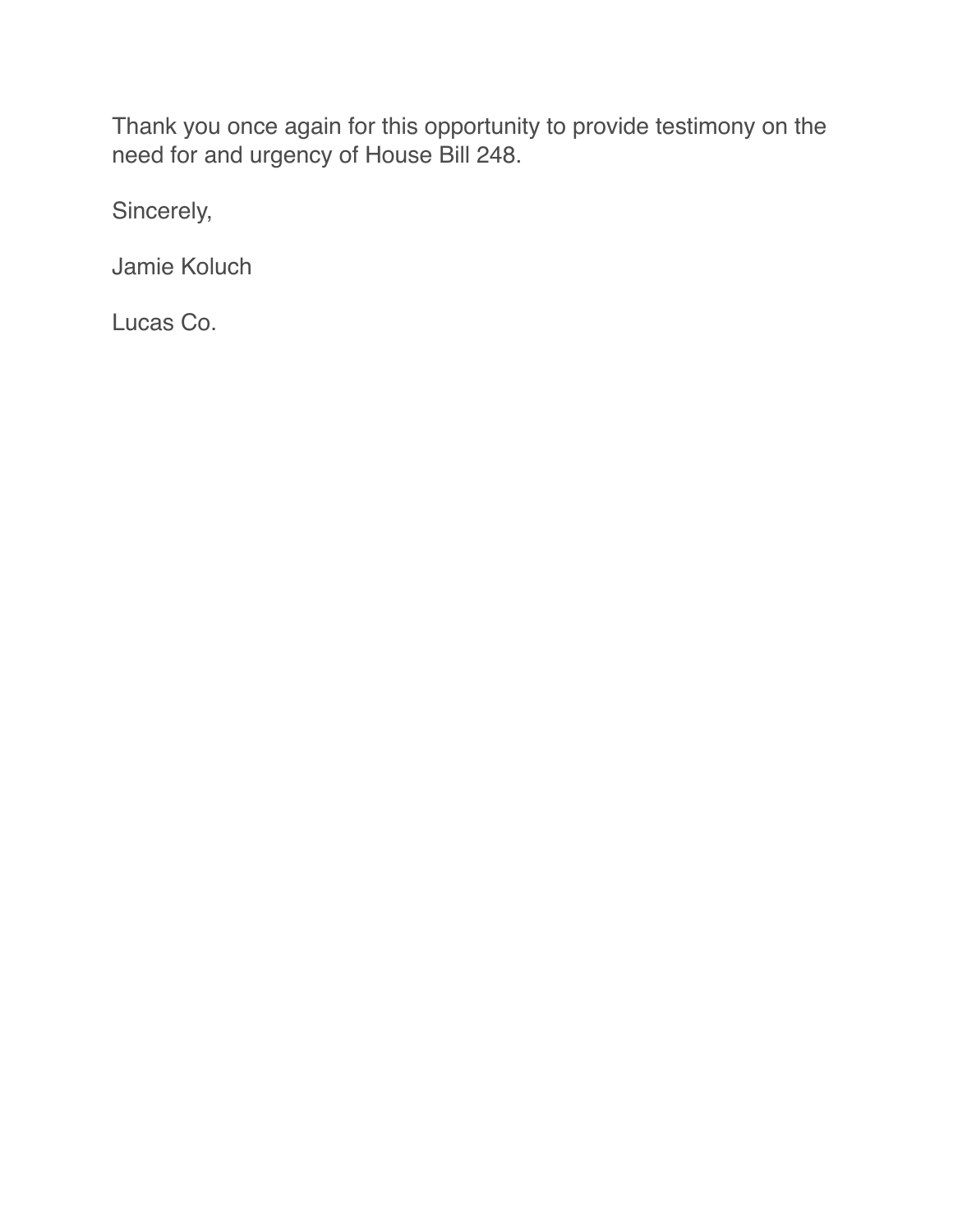Thank you once again for this opportunity to provide testimony on the need for and urgency of House Bill 248.

Sincerely,

Jamie Koluch

Lucas Co.